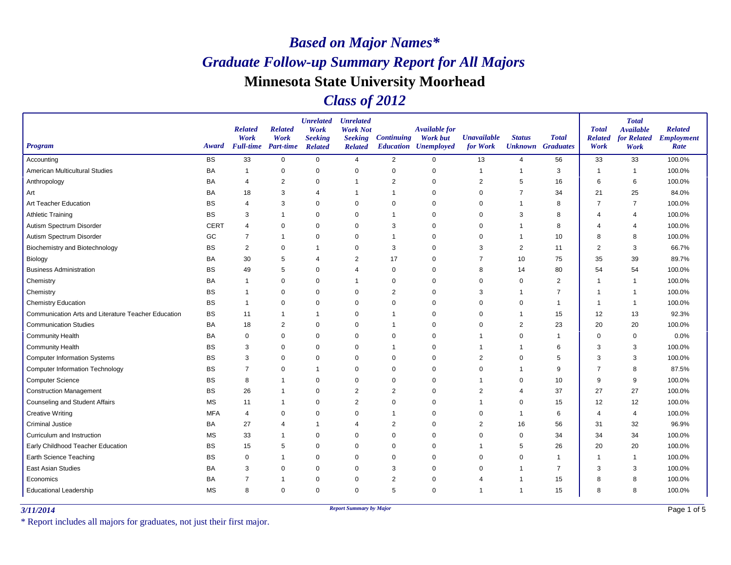# *Based on Major Names**

# *Graduate Follow-up Summary Report for All Majors*

# Minnesota State University Moorhead

# *Class of 2012*

| Program | Award | Related Work Full-time | Related Work Part-time | Unrelated Work Seeking Related | Unrelated Work Not Seeking Related | Continuing Education | Available for Work but Unemployed | Unavailable for Work | Status Unknown | Total Graduates | Total Related Work | Total Available for Related Work | Related Employment Rate |
|---|---|---|---|---|---|---|---|---|---|---|---|---|---|
| Accounting | BS | 33 | 0 | 0 | 4 | 2 | 0 | 13 | 4 | 56 | 33 | 33 | 100.0% |
| American Multicultural Studies | BA | 1 | 0 | 0 | 0 | 0 | 0 | 1 | 1 | 3 | 1 | 1 | 100.0% |
| Anthropology | BA | 4 | 2 | 0 | 1 | 2 | 0 | 2 | 5 | 16 | 6 | 6 | 100.0% |
| Art | BA | 18 | 3 | 4 | 1 | 1 | 0 | 0 | 7 | 34 | 21 | 25 | 84.0% |
| Art Teacher Education | BS | 4 | 3 | 0 | 0 | 0 | 0 | 0 | 1 | 8 | 7 | 7 | 100.0% |
| Athletic Training | BS | 3 | 1 | 0 | 0 | 1 | 0 | 0 | 3 | 8 | 4 | 4 | 100.0% |
| Autism Spectrum Disorder | CERT | 4 | 0 | 0 | 0 | 3 | 0 | 0 | 1 | 8 | 4 | 4 | 100.0% |
| Autism Spectrum Disorder | GC | 7 | 1 | 0 | 0 | 1 | 0 | 0 | 1 | 10 | 8 | 8 | 100.0% |
| Biochemistry and Biotechnology | BS | 2 | 0 | 1 | 0 | 3 | 0 | 3 | 2 | 11 | 2 | 3 | 66.7% |
| Biology | BA | 30 | 5 | 4 | 2 | 17 | 0 | 7 | 10 | 75 | 35 | 39 | 89.7% |
| Business Administration | BS | 49 | 5 | 0 | 4 | 0 | 0 | 8 | 14 | 80 | 54 | 54 | 100.0% |
| Chemistry | BA | 1 | 0 | 0 | 1 | 0 | 0 | 0 | 0 | 2 | 1 | 1 | 100.0% |
| Chemistry | BS | 1 | 0 | 0 | 0 | 2 | 0 | 3 | 1 | 7 | 1 | 1 | 100.0% |
| Chemistry Education | BS | 1 | 0 | 0 | 0 | 0 | 0 | 0 | 0 | 1 | 1 | 1 | 100.0% |
| Communication Arts and Literature Teacher Education | BS | 11 | 1 | 1 | 0 | 1 | 0 | 0 | 1 | 15 | 12 | 13 | 92.3% |
| Communication Studies | BA | 18 | 2 | 0 | 0 | 1 | 0 | 0 | 2 | 23 | 20 | 20 | 100.0% |
| Community Health | BA | 0 | 0 | 0 | 0 | 0 | 0 | 1 | 0 | 1 | 0 | 0 | 0.0% |
| Community Health | BS | 3 | 0 | 0 | 0 | 1 | 0 | 1 | 1 | 6 | 3 | 3 | 100.0% |
| Computer Information Systems | BS | 3 | 0 | 0 | 0 | 0 | 0 | 2 | 0 | 5 | 3 | 3 | 100.0% |
| Computer Information Technology | BS | 7 | 0 | 1 | 0 | 0 | 0 | 0 | 1 | 9 | 7 | 8 | 87.5% |
| Computer Science | BS | 8 | 1 | 0 | 0 | 0 | 0 | 1 | 0 | 10 | 9 | 9 | 100.0% |
| Construction Management | BS | 26 | 1 | 0 | 2 | 2 | 0 | 2 | 4 | 37 | 27 | 27 | 100.0% |
| Counseling and Student Affairs | MS | 11 | 1 | 0 | 2 | 0 | 0 | 1 | 0 | 15 | 12 | 12 | 100.0% |
| Creative Writing | MFA | 4 | 0 | 0 | 0 | 1 | 0 | 0 | 1 | 6 | 4 | 4 | 100.0% |
| Criminal Justice | BA | 27 | 4 | 1 | 4 | 2 | 0 | 2 | 16 | 56 | 31 | 32 | 96.9% |
| Curriculum and Instruction | MS | 33 | 1 | 0 | 0 | 0 | 0 | 0 | 0 | 34 | 34 | 34 | 100.0% |
| Early Childhood Teacher Education | BS | 15 | 5 | 0 | 0 | 0 | 0 | 1 | 5 | 26 | 20 | 20 | 100.0% |
| Earth Science Teaching | BS | 0 | 1 | 0 | 0 | 0 | 0 | 0 | 0 | 1 | 1 | 1 | 100.0% |
| East Asian Studies | BA | 3 | 0 | 0 | 0 | 3 | 0 | 0 | 1 | 7 | 3 | 3 | 100.0% |
| Economics | BA | 7 | 1 | 0 | 0 | 2 | 0 | 4 | 1 | 15 | 8 | 8 | 100.0% |
| Educational Leadership | MS | 8 | 0 | 0 | 0 | 5 | 0 | 1 | 1 | 15 | 8 | 8 | 100.0% |

3/11/2014

Report Summary by Major

* Report includes all majors for graduates, not just their first major.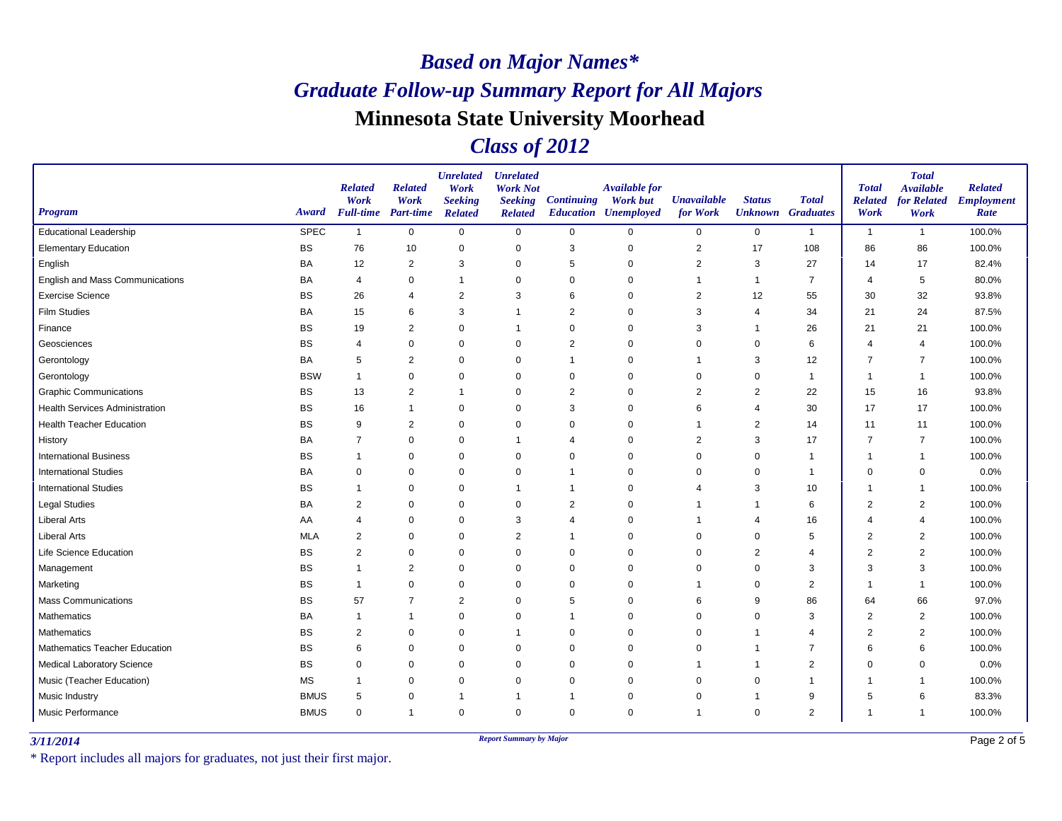# *Based on Major Names**

# *Graduate Follow-up Summary Report for All Majors*

## Minnesota State University Moorhead

## *Class of 2012*

| Program | Award | Related Work Full-time | Related Work Part-time | Unrelated Work Seeking Related | Unrelated Work Not Seeking Related | Continuing Education | Available for Work but Unemployed | Unavailable for Work | Status Unknown | Total Graduates | Total Related Work | Total Available for Related Work | Related Employment Rate |
|---|---|---|---|---|---|---|---|---|---|---|---|---|---|
| Educational Leadership | SPEC | 1 | 0 | 0 | 0 | 0 | 0 | 0 | 0 | 1 | 1 | 1 | 100.0% |
| Elementary Education | BS | 76 | 10 | 0 | 0 | 3 | 0 | 2 | 17 | 108 | 86 | 86 | 100.0% |
| English | BA | 12 | 2 | 3 | 0 | 5 | 0 | 2 | 3 | 27 | 14 | 17 | 82.4% |
| English and Mass Communications | BA | 4 | 0 | 1 | 0 | 0 | 0 | 1 | 1 | 7 | 4 | 5 | 80.0% |
| Exercise Science | BS | 26 | 4 | 2 | 3 | 6 | 0 | 2 | 12 | 55 | 30 | 32 | 93.8% |
| Film Studies | BA | 15 | 6 | 3 | 1 | 2 | 0 | 3 | 4 | 34 | 21 | 24 | 87.5% |
| Finance | BS | 19 | 2 | 0 | 1 | 0 | 0 | 3 | 1 | 26 | 21 | 21 | 100.0% |
| Geosciences | BS | 4 | 0 | 0 | 0 | 2 | 0 | 0 | 0 | 6 | 4 | 4 | 100.0% |
| Gerontology | BA | 5 | 2 | 0 | 0 | 1 | 0 | 1 | 3 | 12 | 7 | 7 | 100.0% |
| Gerontology | BSW | 1 | 0 | 0 | 0 | 0 | 0 | 0 | 0 | 1 | 1 | 1 | 100.0% |
| Graphic Communications | BS | 13 | 2 | 1 | 0 | 2 | 0 | 2 | 2 | 22 | 15 | 16 | 93.8% |
| Health Services Administration | BS | 16 | 1 | 0 | 0 | 3 | 0 | 6 | 4 | 30 | 17 | 17 | 100.0% |
| Health Teacher Education | BS | 9 | 2 | 0 | 0 | 0 | 0 | 1 | 2 | 14 | 11 | 11 | 100.0% |
| History | BA | 7 | 0 | 0 | 1 | 4 | 0 | 2 | 3 | 17 | 7 | 7 | 100.0% |
| International Business | BS | 1 | 0 | 0 | 0 | 0 | 0 | 0 | 0 | 1 | 1 | 1 | 100.0% |
| International Studies | BA | 0 | 0 | 0 | 0 | 1 | 0 | 0 | 0 | 1 | 0 | 0 | 0.0% |
| International Studies | BS | 1 | 0 | 0 | 1 | 1 | 0 | 4 | 3 | 10 | 1 | 1 | 100.0% |
| Legal Studies | BA | 2 | 0 | 0 | 0 | 2 | 0 | 1 | 1 | 6 | 2 | 2 | 100.0% |
| Liberal Arts | AA | 4 | 0 | 0 | 3 | 4 | 0 | 1 | 4 | 16 | 4 | 4 | 100.0% |
| Liberal Arts | MLA | 2 | 0 | 0 | 2 | 1 | 0 | 0 | 0 | 5 | 2 | 2 | 100.0% |
| Life Science Education | BS | 2 | 0 | 0 | 0 | 0 | 0 | 0 | 2 | 4 | 2 | 2 | 100.0% |
| Management | BS | 1 | 2 | 0 | 0 | 0 | 0 | 0 | 0 | 3 | 3 | 3 | 100.0% |
| Marketing | BS | 1 | 0 | 0 | 0 | 0 | 0 | 1 | 0 | 2 | 1 | 1 | 100.0% |
| Mass Communications | BS | 57 | 7 | 2 | 0 | 5 | 0 | 6 | 9 | 86 | 64 | 66 | 97.0% |
| Mathematics | BA | 1 | 1 | 0 | 0 | 1 | 0 | 0 | 0 | 3 | 2 | 2 | 100.0% |
| Mathematics | BS | 2 | 0 | 0 | 1 | 0 | 0 | 0 | 1 | 4 | 2 | 2 | 100.0% |
| Mathematics Teacher Education | BS | 6 | 0 | 0 | 0 | 0 | 0 | 0 | 1 | 7 | 6 | 6 | 100.0% |
| Medical Laboratory Science | BS | 0 | 0 | 0 | 0 | 0 | 0 | 1 | 1 | 2 | 0 | 0 | 0.0% |
| Music (Teacher Education) | MS | 1 | 0 | 0 | 0 | 0 | 0 | 0 | 0 | 1 | 1 | 1 | 100.0% |
| Music Industry | BMUS | 5 | 0 | 1 | 1 | 1 | 0 | 0 | 1 | 9 | 5 | 6 | 83.3% |
| Music Performance | BMUS | 0 | 1 | 0 | 0 | 0 | 0 | 1 | 0 | 2 | 1 | 1 | 100.0% |

*3/11/2014*

*Report Summary by Major*

\* Report includes all majors for graduates, not just their first major.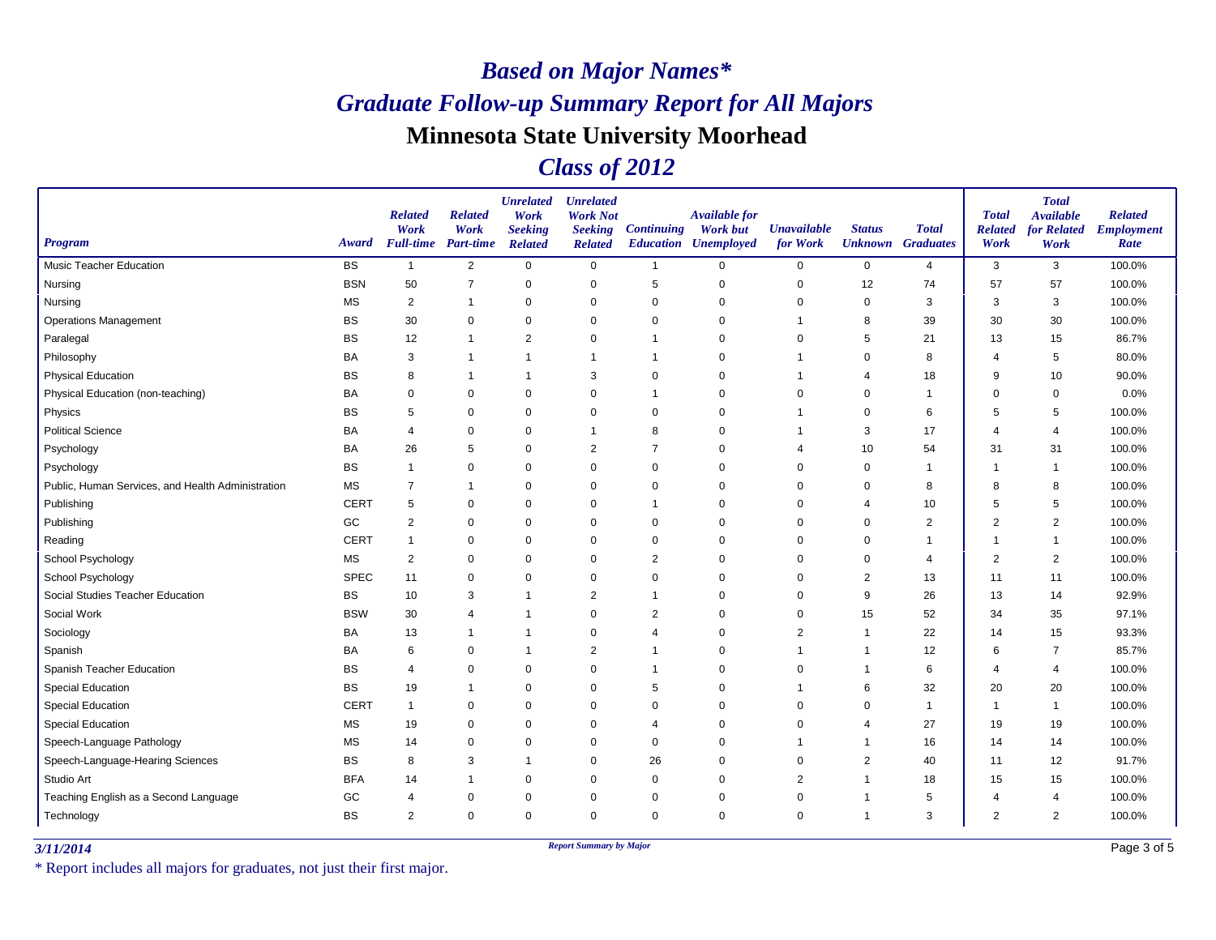# *Based on Major Names**

# *Graduate Follow-up Summary Report for All Majors*

# Minnesota State University Moorhead

# *Class of 2012*

| Program | Award | Related Work Full-time | Related Work Part-time | Unrelated Work Seeking Related | Unrelated Work Not Seeking Related | Continuing Education | Available for Work but Unemployed | Unavailable for Work | Status Unknown | Total Graduates | Total Related Work | Total Available for Related Work | Related Employment Rate |
|---|---|---|---|---|---|---|---|---|---|---|---|---|---|
| Music Teacher Education | BS | 1 | 2 | 0 | 0 | 1 | 0 | 0 | 0 | 4 | 3 | 3 | 100.0% |
| Nursing | BSN | 50 | 7 | 0 | 0 | 5 | 0 | 0 | 12 | 74 | 57 | 57 | 100.0% |
| Nursing | MS | 2 | 1 | 0 | 0 | 0 | 0 | 0 | 0 | 3 | 3 | 3 | 100.0% |
| Operations Management | BS | 30 | 0 | 0 | 0 | 0 | 0 | 1 | 8 | 39 | 30 | 30 | 100.0% |
| Paralegal | BS | 12 | 1 | 2 | 0 | 1 | 0 | 0 | 5 | 21 | 13 | 15 | 86.7% |
| Philosophy | BA | 3 | 1 | 1 | 1 | 1 | 0 | 1 | 0 | 8 | 4 | 5 | 80.0% |
| Physical Education | BS | 8 | 1 | 1 | 3 | 0 | 0 | 1 | 4 | 18 | 9 | 10 | 90.0% |
| Physical Education (non-teaching) | BA | 0 | 0 | 0 | 0 | 1 | 0 | 0 | 0 | 1 | 0 | 0 | 0.0% |
| Physics | BS | 5 | 0 | 0 | 0 | 0 | 0 | 1 | 0 | 6 | 5 | 5 | 100.0% |
| Political Science | BA | 4 | 0 | 0 | 1 | 8 | 0 | 1 | 3 | 17 | 4 | 4 | 100.0% |
| Psychology | BA | 26 | 5 | 0 | 2 | 7 | 0 | 4 | 10 | 54 | 31 | 31 | 100.0% |
| Psychology | BS | 1 | 0 | 0 | 0 | 0 | 0 | 0 | 0 | 1 | 1 | 1 | 100.0% |
| Public, Human Services, and Health Administration | MS | 7 | 1 | 0 | 0 | 0 | 0 | 0 | 0 | 8 | 8 | 8 | 100.0% |
| Publishing | CERT | 5 | 0 | 0 | 0 | 1 | 0 | 0 | 4 | 10 | 5 | 5 | 100.0% |
| Publishing | GC | 2 | 0 | 0 | 0 | 0 | 0 | 0 | 0 | 2 | 2 | 2 | 100.0% |
| Reading | CERT | 1 | 0 | 0 | 0 | 0 | 0 | 0 | 0 | 1 | 1 | 1 | 100.0% |
| School Psychology | MS | 2 | 0 | 0 | 0 | 2 | 0 | 0 | 0 | 4 | 2 | 2 | 100.0% |
| School Psychology | SPEC | 11 | 0 | 0 | 0 | 0 | 0 | 0 | 2 | 13 | 11 | 11 | 100.0% |
| Social Studies Teacher Education | BS | 10 | 3 | 1 | 2 | 1 | 0 | 0 | 9 | 26 | 13 | 14 | 92.9% |
| Social Work | BSW | 30 | 4 | 1 | 0 | 2 | 0 | 0 | 15 | 52 | 34 | 35 | 97.1% |
| Sociology | BA | 13 | 1 | 1 | 0 | 4 | 0 | 2 | 1 | 22 | 14 | 15 | 93.3% |
| Spanish | BA | 6 | 0 | 1 | 2 | 1 | 0 | 1 | 1 | 12 | 6 | 7 | 85.7% |
| Spanish Teacher Education | BS | 4 | 0 | 0 | 0 | 1 | 0 | 0 | 1 | 6 | 4 | 4 | 100.0% |
| Special Education | BS | 19 | 1 | 0 | 0 | 5 | 0 | 1 | 6 | 32 | 20 | 20 | 100.0% |
| Special Education | CERT | 1 | 0 | 0 | 0 | 0 | 0 | 0 | 0 | 1 | 1 | 1 | 100.0% |
| Special Education | MS | 19 | 0 | 0 | 0 | 4 | 0 | 0 | 4 | 27 | 19 | 19 | 100.0% |
| Speech-Language Pathology | MS | 14 | 0 | 0 | 0 | 0 | 0 | 1 | 1 | 16 | 14 | 14 | 100.0% |
| Speech-Language-Hearing Sciences | BS | 8 | 3 | 1 | 0 | 26 | 0 | 0 | 2 | 40 | 11 | 12 | 91.7% |
| Studio Art | BFA | 14 | 1 | 0 | 0 | 0 | 0 | 2 | 1 | 18 | 15 | 15 | 100.0% |
| Teaching English as a Second Language | GC | 4 | 0 | 0 | 0 | 0 | 0 | 0 | 1 | 5 | 4 | 4 | 100.0% |
| Technology | BS | 2 | 0 | 0 | 0 | 0 | 0 | 0 | 1 | 3 | 2 | 2 | 100.0% |

*3/11/2014*

*Report Summary by Major*

* Report includes all majors for graduates, not just their first major.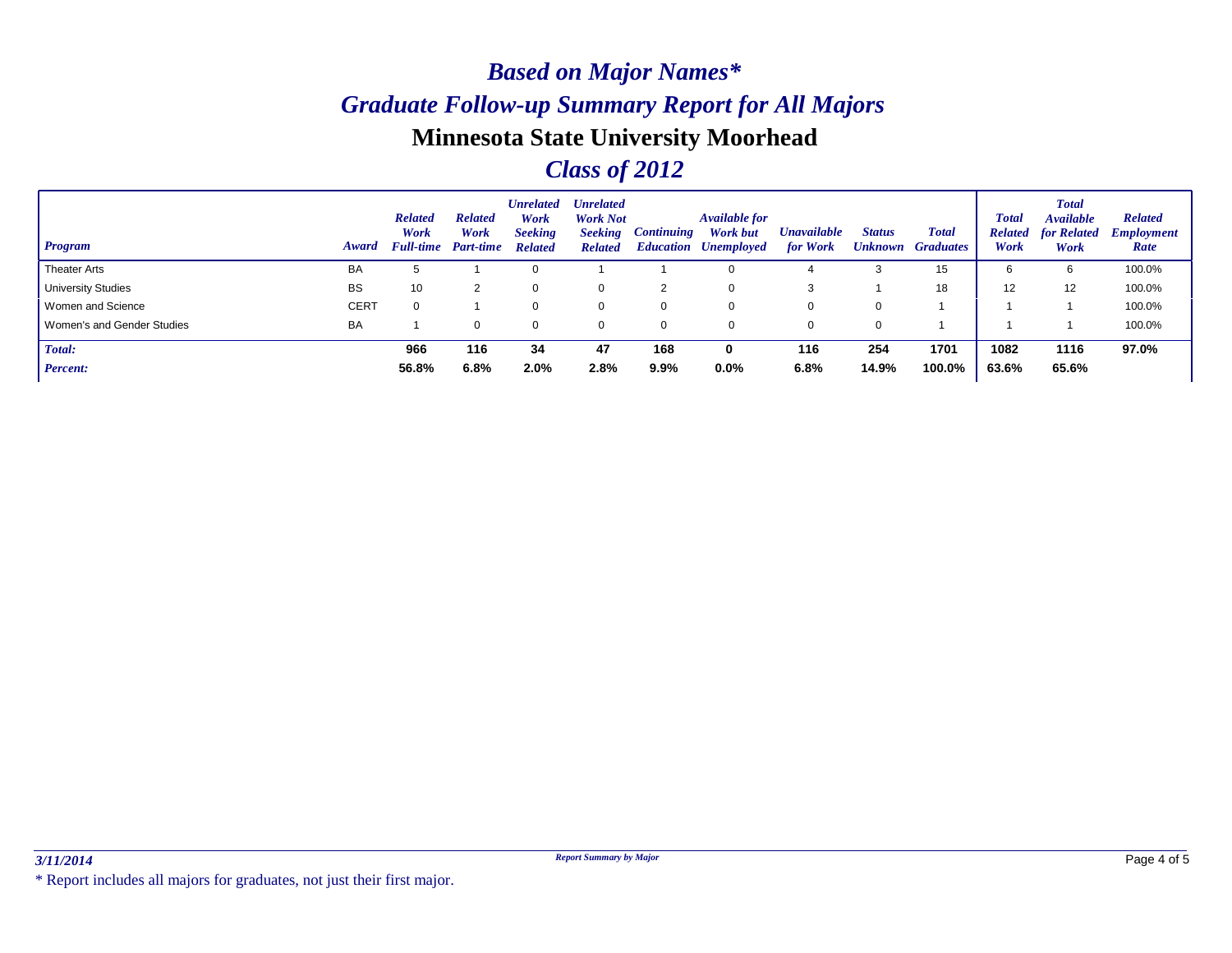# *Based on Major Names\**

## *Graduate Follow-up Summary Report for All Majors*

## Minnesota State University Moorhead

## *Class of 2012*

| Program | Award | Related Work Full-time | Related Work Part-time | Unrelated Work Seeking Related | Unrelated Work Not Seeking Related | Continuing Education | Available for Work but Unemployed | Unavailable for Work | Status Unknown | Total Graduates | Total Related Work | Total Available for Related Work | Related Employment Rate |
|---|---|---|---|---|---|---|---|---|---|---|---|---|---|
| Theater Arts | BA | 5 | 1 | 0 | 1 | 1 | 0 | 4 | 3 | 15 | 6 | 6 | 100.0% |
| University Studies | BS | 10 | 2 | 0 | 0 | 2 | 0 | 3 | 1 | 18 | 12 | 12 | 100.0% |
| Women and Science | CERT | 0 | 1 | 0 | 0 | 0 | 0 | 0 | 0 | 1 | 1 | 1 | 100.0% |
| Women's and Gender Studies | BA | 1 | 0 | 0 | 0 | 0 | 0 | 0 | 0 | 1 | 1 | 1 | 100.0% |
| ***Total:*** | | **966** | **116** | **34** | **47** | **168** | **0** | **116** | **254** | **1701** | **1082** | **1116** | **97.0%** |
| ***Percent:*** | | **56.8%** | **6.8%** | **2.0%** | **2.8%** | **9.9%** | **0.0%** | **6.8%** | **14.9%** | **100.0%** | **63.6%** | **65.6%** | |

*3/11/2014* — *Report Summary by Major*

\* Report includes all majors for graduates, not just their first major.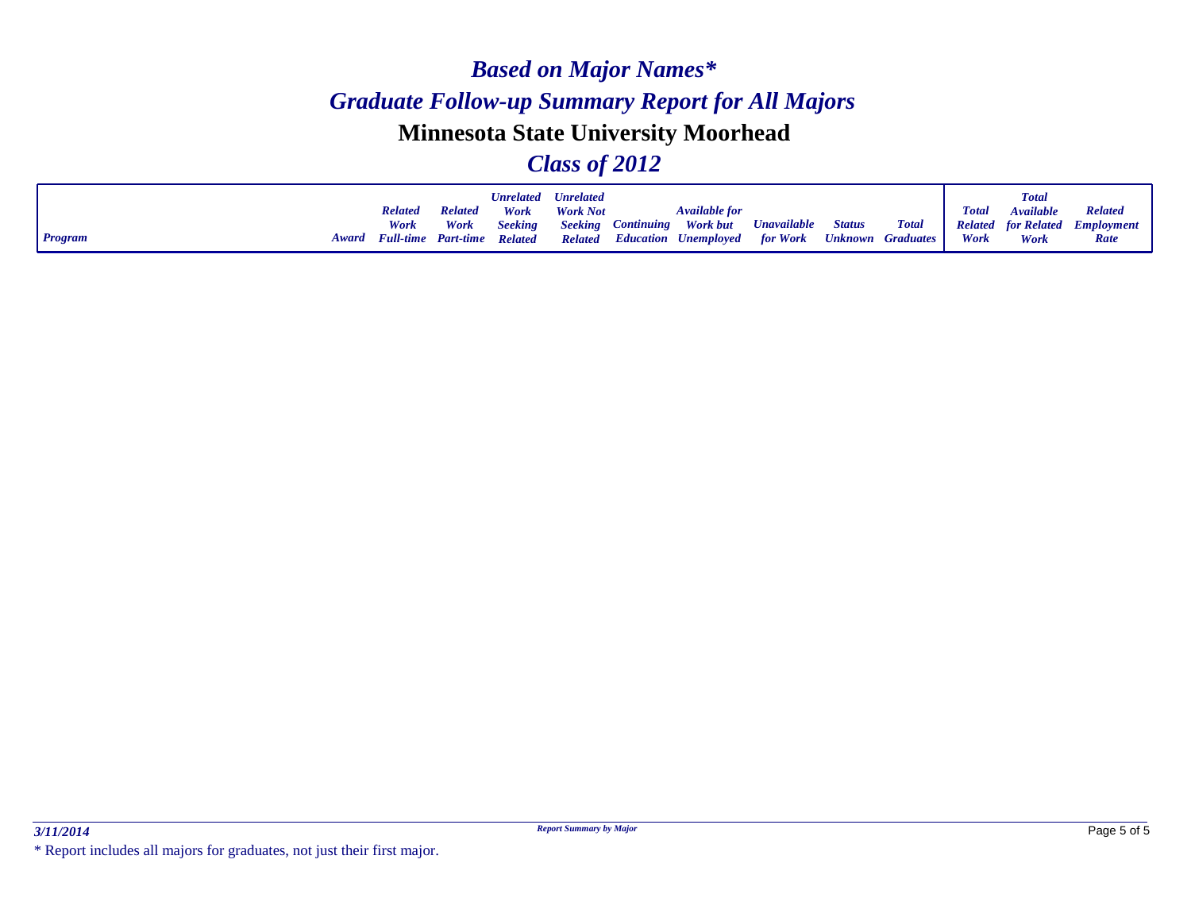# *Based on Major Names**

# *Graduate Follow-up Summary Report for All Majors*

## Minnesota State University Moorhead

## *Class of 2012*

| *Program* | *Award* | *Related Work Full-time* | *Related Work Part-time* | *Unrelated Work Seeking Related* | *Unrelated Work Not Seeking Related* | *Continuing Education* | *Available for Work but Unemployed* | *Unavailable for Work* | *Status Unknown* | *Total Graduates* | *Total Related Work* | *Total Available for Related Work* | *Related Employment Rate* |
|---|---|---|---|---|---|---|---|---|---|---|---|---|---|

*3/11/2014*

*Report Summary by Major*

\* Report includes all majors for graduates, not just their first major.